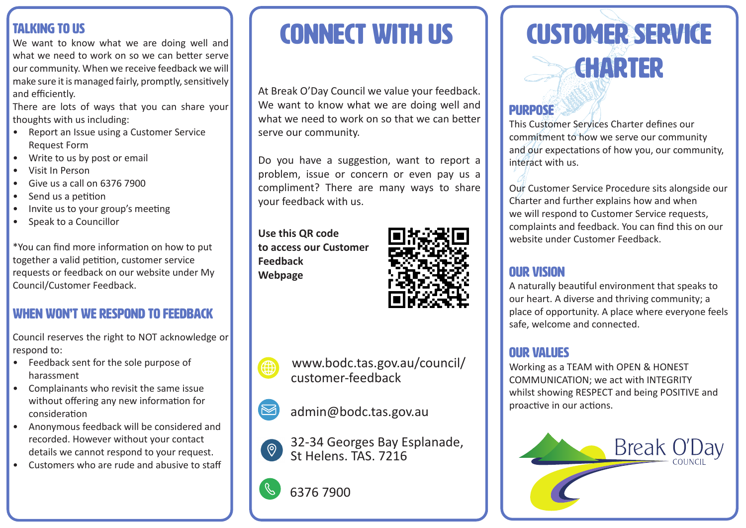## TALKING TO US

We want to know what we are doing well and what we need to work on so we can better serve our community. When we receive feedback we will make sure it is managed fairly, promptly, sensitively and efficiently.

There are lots of ways that you can share your thoughts with us including:

- Report an Issue using a Customer Service Request Form
- Write to us by post or email
- Visit In Person
- Give us a call on 6376 7900
- Send us a petition
- Invite us to your group's meeting
- Speak to a Councillor

*You can find more information on how to put together a valid petition, customer service requests or feedback on our website under My Council/Customer Feedback.

## WHEN WON'T WE RESPOND TO FEEDBACK

Council reserves the right to NOT acknowledge or respond to:

- Feedback sent for the sole purpose of harassment
- Complainants who revisit the same issue without offering any new information for consideration
- Anonymous feedback will be considered and recorded. However without your contact details we cannot respond to your request.
- Customers who are rude and abusive to staff

# CONNECT WITH US

At Break O'Day Council we value your feedback. We want to know what we are doing well and what we need to work on so that we can better serve our community.

Do you have a suggestion, want to report a problem, issue or concern or even pay us a compliment? There are many ways to share your feedback with us.

**Use this QR code to access our Customer Feedback Webpage**

www.bodc.tas.gov.au/council/customer-feedback

admin@bodc.tas.gov.au

32-34 Georges Bay Esplanade, St Helens. TAS. 7216

6376 7900

# CUSTOMER SERVICE CHARTER

## PURPOSE

This Customer Services Charter defines our commitment to how we serve our community and our expectations of how you, our community, interact with us.

Our Customer Service Procedure sits alongside our Charter and further explains how and when we will respond to Customer Service requests, complaints and feedback. You can find this on our website under Customer Feedback.

## OUR VISION

A naturally beautiful environment that speaks to our heart. A diverse and thriving community; a place of opportunity. A place where everyone feels safe, welcome and connected.

## OUR VALUES

Working as a TEAM with OPEN & HONEST COMMUNICATION; we act with INTEGRITY whilst showing RESPECT and being POSITIVE and proactive in our actions.

Break O'Day COUNCIL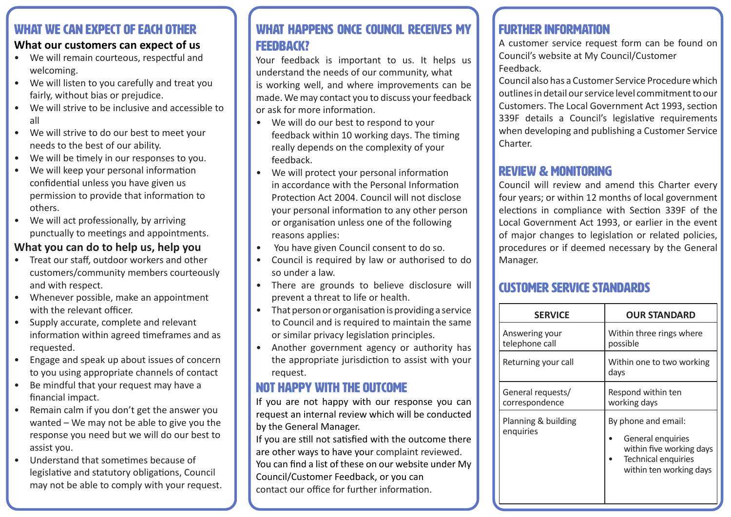## WHAT WE CAN EXPECT OF EACH OTHER

### What our customers can expect of us

- We will remain courteous, respectful and welcoming.
- We will listen to you carefully and treat you fairly, without bias or prejudice.
- We will strive to be inclusive and accessible to all
- We will strive to do our best to meet your needs to the best of our ability.
- We will be timely in our responses to you.
- We will keep your personal information confidential unless you have given us permission to provide that information to others.
- We will act professionally, by arriving punctually to meetings and appointments.

### What you can do to help us, help you

- Treat our staff, outdoor workers and other customers/community members courteously and with respect.
- Whenever possible, make an appointment with the relevant officer.
- Supply accurate, complete and relevant information within agreed timeframes and as requested.
- Engage and speak up about issues of concern to you using appropriate channels of contact
- Be mindful that your request may have a financial impact.
- Remain calm if you don't get the answer you wanted – We may not be able to give you the response you need but we will do our best to assist you.
- Understand that sometimes because of legislative and statutory obligations, Council may not be able to comply with your request.

## WHAT HAPPENS ONCE COUNCIL RECEIVES MY FEEDBACK?

Your feedback is important to us. It helps us understand the needs of our community, what is working well, and where improvements can be made. We may contact you to discuss your feedback or ask for more information.

- We will do our best to respond to your feedback within 10 working days. The timing really depends on the complexity of your feedback.
- We will protect your personal information in accordance with the Personal Information Protection Act 2004. Council will not disclose your personal information to any other person or organisation unless one of the following reasons applies:
- You have given Council consent to do so.
- Council is required by law or authorised to do so under a law.
- There are grounds to believe disclosure will prevent a threat to life or health.
- That person or organisation is providing a service to Council and is required to maintain the same or similar privacy legislation principles.
- Another government agency or authority has the appropriate jurisdiction to assist with your request.

## NOT HAPPY WITH THE OUTCOME

If you are not happy with our response you can request an internal review which will be conducted by the General Manager.

If you are still not satisfied with the outcome there are other ways to have your complaint reviewed. You can find a list of these on our website under My Council/Customer Feedback, or you can contact our office for further information.

## FURTHER INFORMATION

A customer service request form can be found on Council's website at My Council/Customer Feedback.

Council also has a Customer Service Procedure which outlines in detail our service level commitment to our Customers. The Local Government Act 1993, section 339F details a Council's legislative requirements when developing and publishing a Customer Service Charter.

## REVIEW & MONITORING

Council will review and amend this Charter every four years; or within 12 months of local government elections in compliance with Section 339F of the Local Government Act 1993, or earlier in the event of major changes to legislation or related policies, procedures or if deemed necessary by the General Manager.

## CUSTOMER SERVICE STANDARDS

| SERVICE | OUR STANDARD |
| --- | --- |
| Answering your telephone call | Within three rings where possible |
| Returning your call | Within one to two working days |
| General requests/ correspondence | Respond within ten working days |
| Planning & building enquiries | By phone and email: <br>• General enquiries within five working days <br>• Technical enquiries within ten working days |